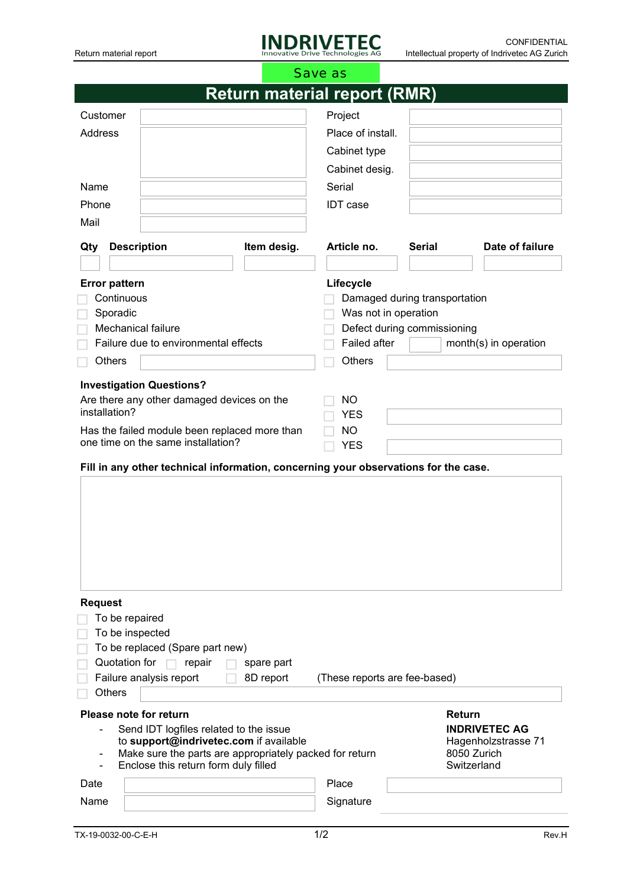INDRIVETEC
Innovative Drive Technologies AG

CONFIDENTIAL
Intellectual property of Indrivetec AG Zurich

Save as

# Return material report (RMR)

| | | | |
|---|---|---|---|
| Customer | | Project | |
| Address | | Place of install. | |
| | | Cabinet type | |
| | | Cabinet desig. | |
| Name | | Serial | |
| Phone | | IDT case | |
| Mail | | | |

| Qty | Description | Item desig. | Article no. | Serial | Date of failure |
|---|---|---|---|---|---|
| | | | | | |

**Error pattern**

- ☐ Continuous
- ☐ Sporadic
- ☐ Mechanical failure
- ☐ Failure due to environmental effects
- ☐ Others ________

**Lifecycle**

- ☐ Damaged during transportation
- ☐ Was not in operation
- ☐ Defect during commissioning
- ☐ Failed after ____ month(s) in operation
- ☐ Others ________

**Investigation Questions?**

Are there any other damaged devices on the installation?
- ☐ NO
- ☐ YES ________

Has the failed module been replaced more than one time on the same installation?
- ☐ NO
- ☐ YES ________

**Fill in any other technical information, concerning your observations for the case.**

**Request**

- ☐ To be repaired
- ☐ To be inspected
- ☐ To be replaced (Spare part new)
- ☐ Quotation for ☐ repair ☐ spare part
- ☐ Failure analysis report ☐ 8D report (These reports are fee-based)
- ☐ Others ________

**Please note for return**

- Send IDT logfiles related to the issue to **support@indrivetec.com** if available
- Make sure the parts are appropriately packed for return
- Enclose this return form duly filled

**Return**
**INDRIVETEC AG**
Hagenholzstrasse 71
8050 Zurich
Switzerland

| | | | |
|---|---|---|---|
| Date | | Place | |
| Name | | Signature | |

TX-19-0032-00-C-E-H Rev.H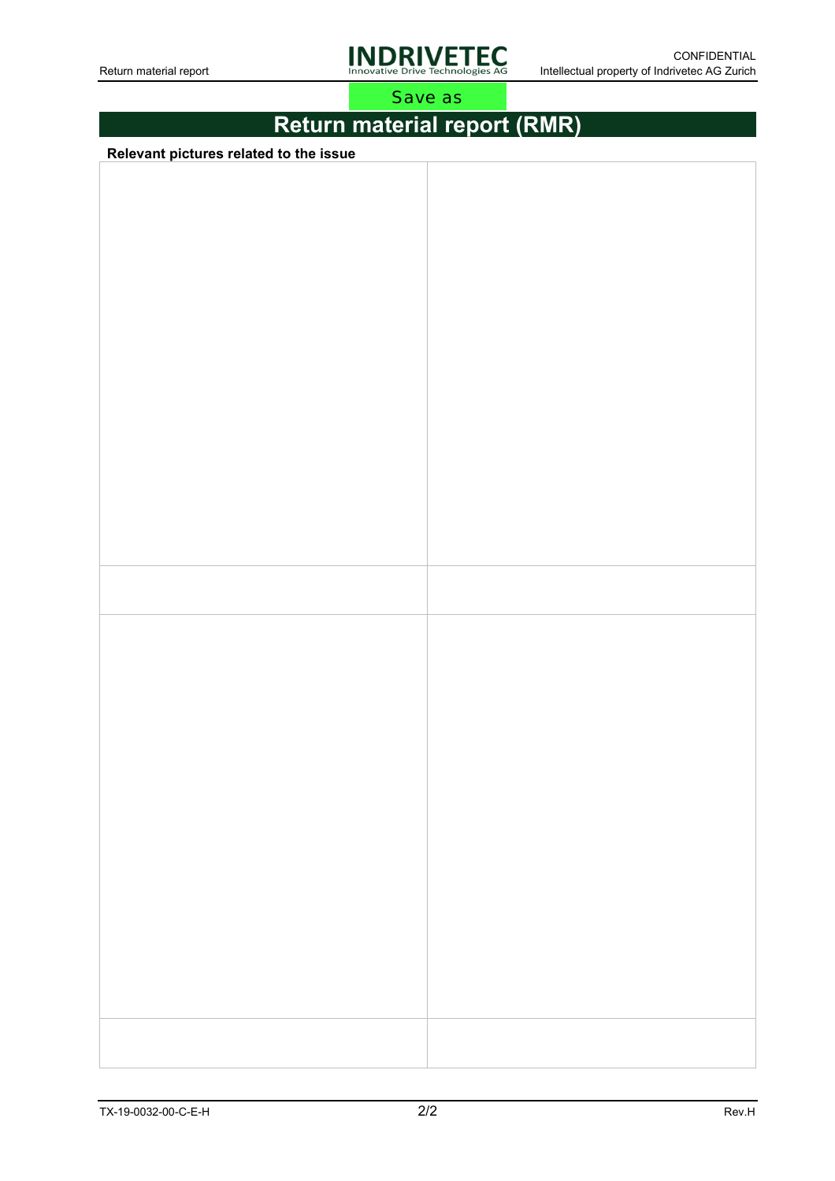Save as

# Return material report (RMR)

**Relevant pictures related to the issue**

| | |
|---|---|
| | |
| | |
| | |
| | |